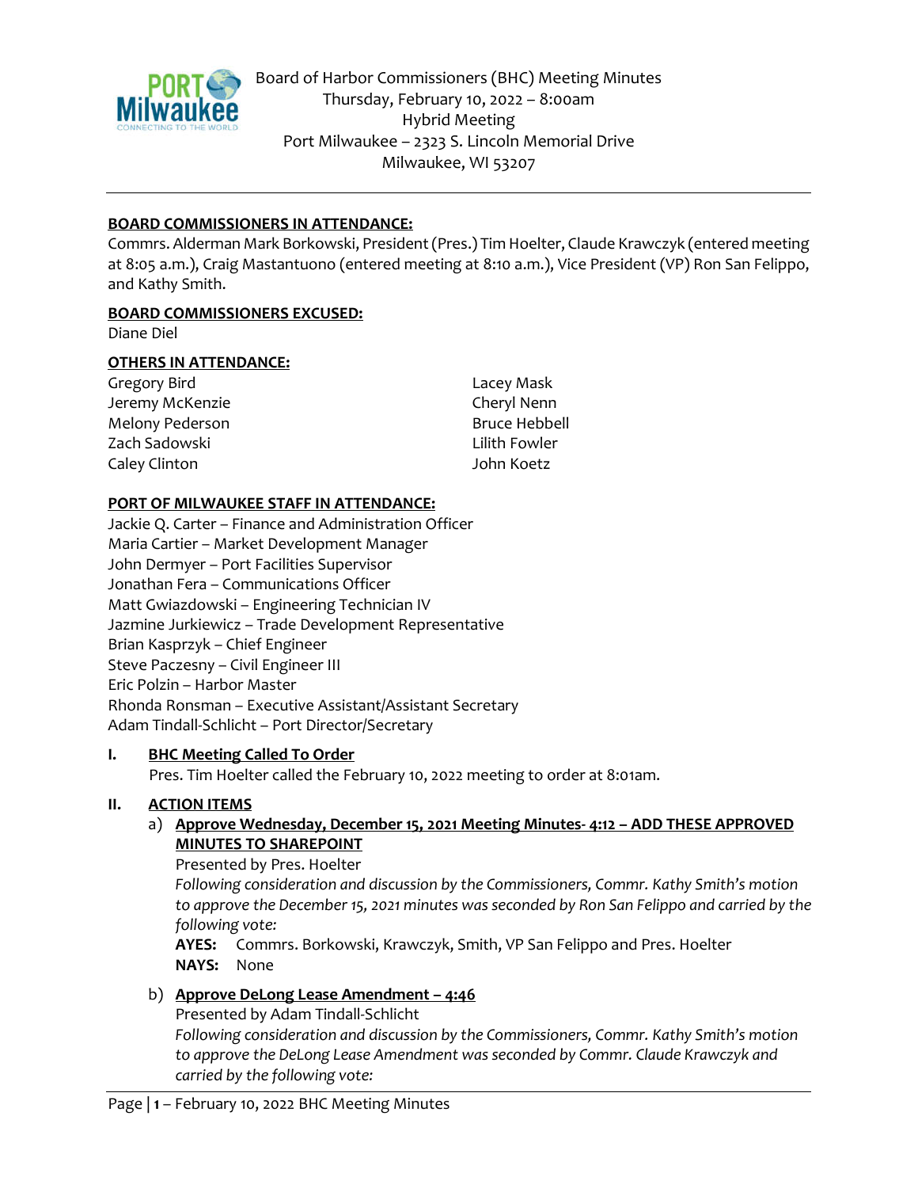Board of Harbor Commissioners (BHC) Meeting Minutes
Thursday, February 10, 2022 – 8:00am
Hybrid Meeting
Port Milwaukee – 2323 S. Lincoln Memorial Drive
Milwaukee, WI 53207

---

**BOARD COMMISSIONERS IN ATTENDANCE:**
Commrs. Alderman Mark Borkowski, President (Pres.) Tim Hoelter, Claude Krawczyk (entered meeting at 8:05 a.m.), Craig Mastantuono (entered meeting at 8:10 a.m.), Vice President (VP) Ron San Felippo, and Kathy Smith.

**BOARD COMMISSIONERS EXCUSED:**
Diane Diel

**OTHERS IN ATTENDANCE:**
Gregory Bird
Jeremy McKenzie
Melony Pederson
Zach Sadowski
Caley Clinton
Lacey Mask
Cheryl Nenn
Bruce Hebbell
Lilith Fowler
John Koetz

**PORT OF MILWAUKEE STAFF IN ATTENDANCE:**
Jackie Q. Carter – Finance and Administration Officer
Maria Cartier – Market Development Manager
John Dermyer – Port Facilities Supervisor
Jonathan Fera – Communications Officer
Matt Gwiazdowski – Engineering Technician IV
Jazmine Jurkiewicz – Trade Development Representative
Brian Kasprzyk – Chief Engineer
Steve Paczesny – Civil Engineer III
Eric Polzin – Harbor Master
Rhonda Ronsman – Executive Assistant/Assistant Secretary
Adam Tindall-Schlicht – Port Director/Secretary

**I. BHC Meeting Called To Order**

Pres. Tim Hoelter called the February 10, 2022 meeting to order at 8:01am.

**II. ACTION ITEMS**

a) **Approve Wednesday, December 15, 2021 Meeting Minutes- 4:12 – ADD THESE APPROVED MINUTES TO SHAREPOINT**
Presented by Pres. Hoelter
*Following consideration and discussion by the Commissioners, Commr. Kathy Smith's motion to approve the December 15, 2021 minutes was seconded by Ron San Felippo and carried by the following vote:*
**AYES:** Commrs. Borkowski, Krawczyk, Smith, VP San Felippo and Pres. Hoelter
**NAYS:** None

b) **Approve DeLong Lease Amendment – 4:46**
Presented by Adam Tindall-Schlicht
*Following consideration and discussion by the Commissioners, Commr. Kathy Smith's motion to approve the DeLong Lease Amendment was seconded by Commr. Claude Krawczyk and carried by the following vote:*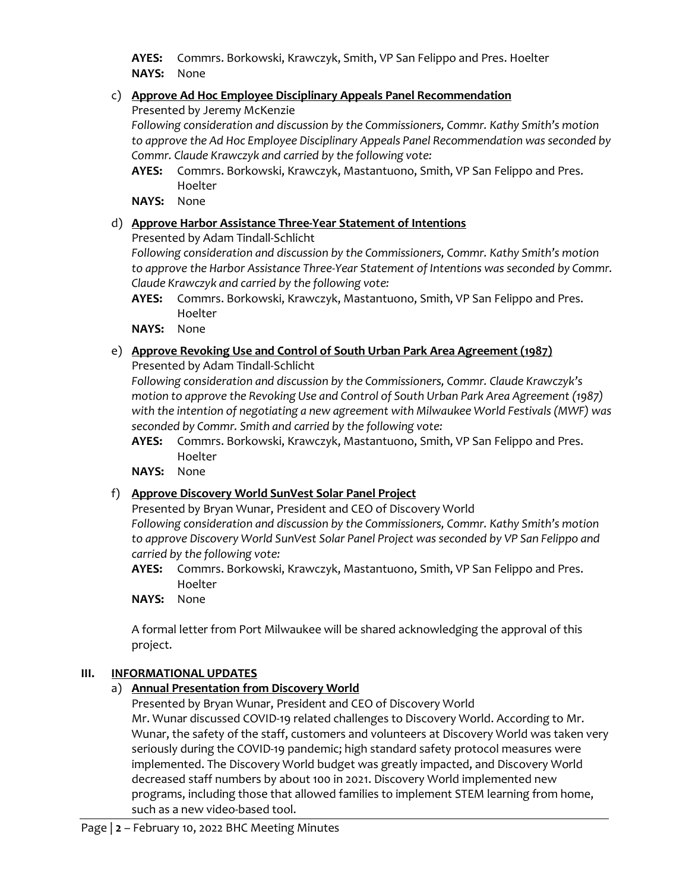**AYES:** Commrs. Borkowski, Krawczyk, Smith, VP San Felippo and Pres. Hoelter
**NAYS:** None

c) **Approve Ad Hoc Employee Disciplinary Appeals Panel Recommendation**
Presented by Jeremy McKenzie
*Following consideration and discussion by the Commissioners, Commr. Kathy Smith's motion to approve the Ad Hoc Employee Disciplinary Appeals Panel Recommendation was seconded by Commr. Claude Krawczyk and carried by the following vote:*
**AYES:** Commrs. Borkowski, Krawczyk, Mastantuono, Smith, VP San Felippo and Pres. Hoelter
**NAYS:** None

d) **Approve Harbor Assistance Three-Year Statement of Intentions**
Presented by Adam Tindall-Schlicht
*Following consideration and discussion by the Commissioners, Commr. Kathy Smith's motion to approve the Harbor Assistance Three-Year Statement of Intentions was seconded by Commr. Claude Krawczyk and carried by the following vote:*
**AYES:** Commrs. Borkowski, Krawczyk, Mastantuono, Smith, VP San Felippo and Pres. Hoelter
**NAYS:** None

e) **Approve Revoking Use and Control of South Urban Park Area Agreement (1987)**
Presented by Adam Tindall-Schlicht
*Following consideration and discussion by the Commissioners, Commr. Claude Krawczyk's motion to approve the Revoking Use and Control of South Urban Park Area Agreement (1987) with the intention of negotiating a new agreement with Milwaukee World Festivals (MWF) was seconded by Commr. Smith and carried by the following vote:*
**AYES:** Commrs. Borkowski, Krawczyk, Mastantuono, Smith, VP San Felippo and Pres. Hoelter
**NAYS:** None

f) **Approve Discovery World SunVest Solar Panel Project**
Presented by Bryan Wunar, President and CEO of Discovery World
*Following consideration and discussion by the Commissioners, Commr. Kathy Smith's motion to approve Discovery World SunVest Solar Panel Project was seconded by VP San Felippo and carried by the following vote:*
**AYES:** Commrs. Borkowski, Krawczyk, Mastantuono, Smith, VP San Felippo and Pres. Hoelter
**NAYS:** None

A formal letter from Port Milwaukee will be shared acknowledging the approval of this project.

## III. INFORMATIONAL UPDATES

a) **Annual Presentation from Discovery World**
Presented by Bryan Wunar, President and CEO of Discovery World
Mr. Wunar discussed COVID-19 related challenges to Discovery World. According to Mr. Wunar, the safety of the staff, customers and volunteers at Discovery World was taken very seriously during the COVID-19 pandemic; high standard safety protocol measures were implemented. The Discovery World budget was greatly impacted, and Discovery World decreased staff numbers by about 100 in 2021. Discovery World implemented new programs, including those that allowed families to implement STEM learning from home, such as a new video-based tool.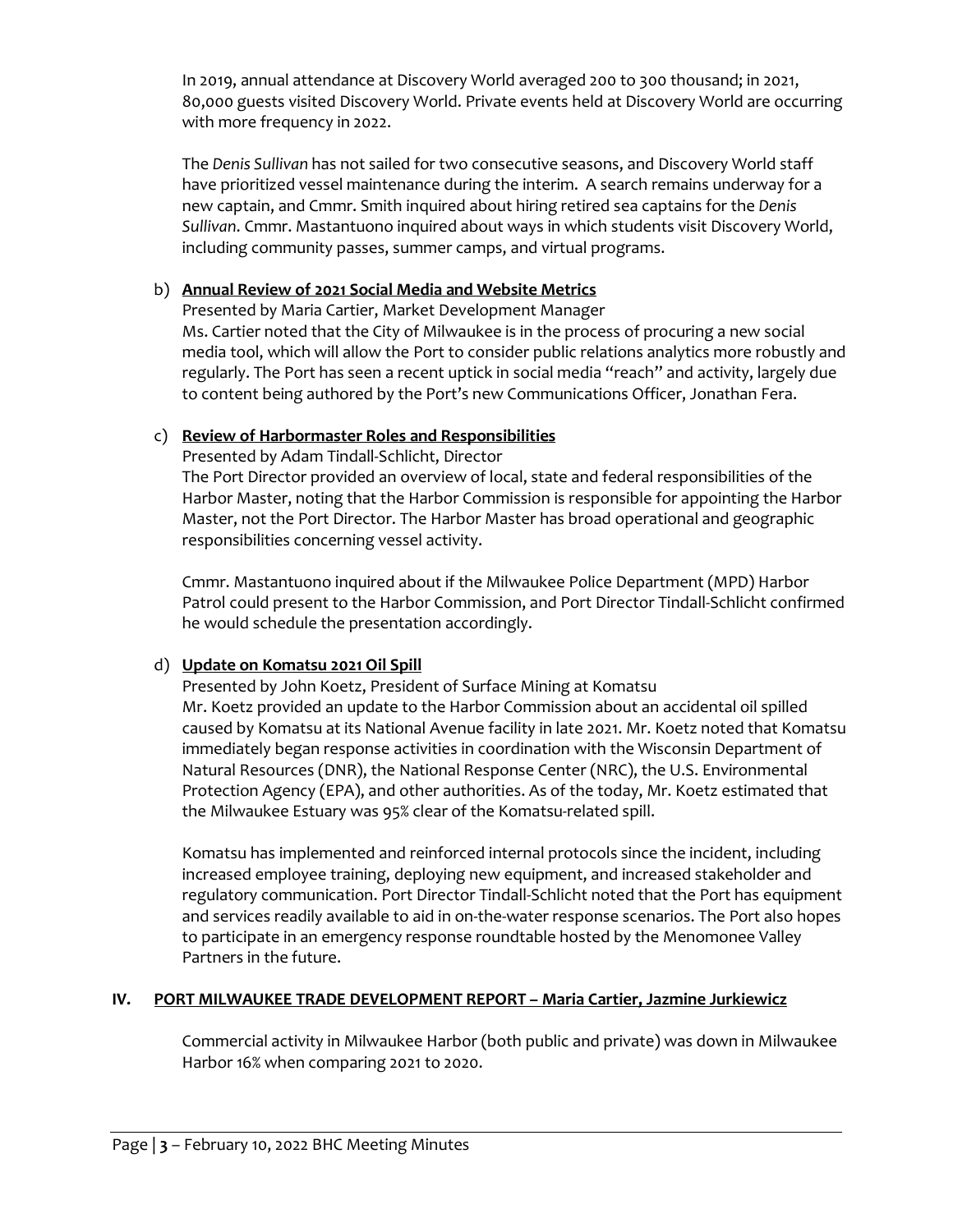In 2019, annual attendance at Discovery World averaged 200 to 300 thousand; in 2021, 80,000 guests visited Discovery World. Private events held at Discovery World are occurring with more frequency in 2022.

The *Denis Sullivan* has not sailed for two consecutive seasons, and Discovery World staff have prioritized vessel maintenance during the interim. A search remains underway for a new captain, and Cmmr. Smith inquired about hiring retired sea captains for the *Denis Sullivan*. Cmmr. Mastantuono inquired about ways in which students visit Discovery World, including community passes, summer camps, and virtual programs.

b) **Annual Review of 2021 Social Media and Website Metrics**

Presented by Maria Cartier, Market Development Manager
Ms. Cartier noted that the City of Milwaukee is in the process of procuring a new social media tool, which will allow the Port to consider public relations analytics more robustly and regularly. The Port has seen a recent uptick in social media "reach" and activity, largely due to content being authored by the Port's new Communications Officer, Jonathan Fera.

c) **Review of Harbormaster Roles and Responsibilities**

Presented by Adam Tindall-Schlicht, Director
The Port Director provided an overview of local, state and federal responsibilities of the Harbor Master, noting that the Harbor Commission is responsible for appointing the Harbor Master, not the Port Director. The Harbor Master has broad operational and geographic responsibilities concerning vessel activity.

Cmmr. Mastantuono inquired about if the Milwaukee Police Department (MPD) Harbor Patrol could present to the Harbor Commission, and Port Director Tindall-Schlicht confirmed he would schedule the presentation accordingly.

d) **Update on Komatsu 2021 Oil Spill**

Presented by John Koetz, President of Surface Mining at Komatsu
Mr. Koetz provided an update to the Harbor Commission about an accidental oil spilled caused by Komatsu at its National Avenue facility in late 2021. Mr. Koetz noted that Komatsu immediately began response activities in coordination with the Wisconsin Department of Natural Resources (DNR), the National Response Center (NRC), the U.S. Environmental Protection Agency (EPA), and other authorities. As of the today, Mr. Koetz estimated that the Milwaukee Estuary was 95% clear of the Komatsu-related spill.

Komatsu has implemented and reinforced internal protocols since the incident, including increased employee training, deploying new equipment, and increased stakeholder and regulatory communication. Port Director Tindall-Schlicht noted that the Port has equipment and services readily available to aid in on-the-water response scenarios. The Port also hopes to participate in an emergency response roundtable hosted by the Menomonee Valley Partners in the future.

## IV. PORT MILWAUKEE TRADE DEVELOPMENT REPORT – Maria Cartier, Jazmine Jurkiewicz

Commercial activity in Milwaukee Harbor (both public and private) was down in Milwaukee Harbor 16% when comparing 2021 to 2020.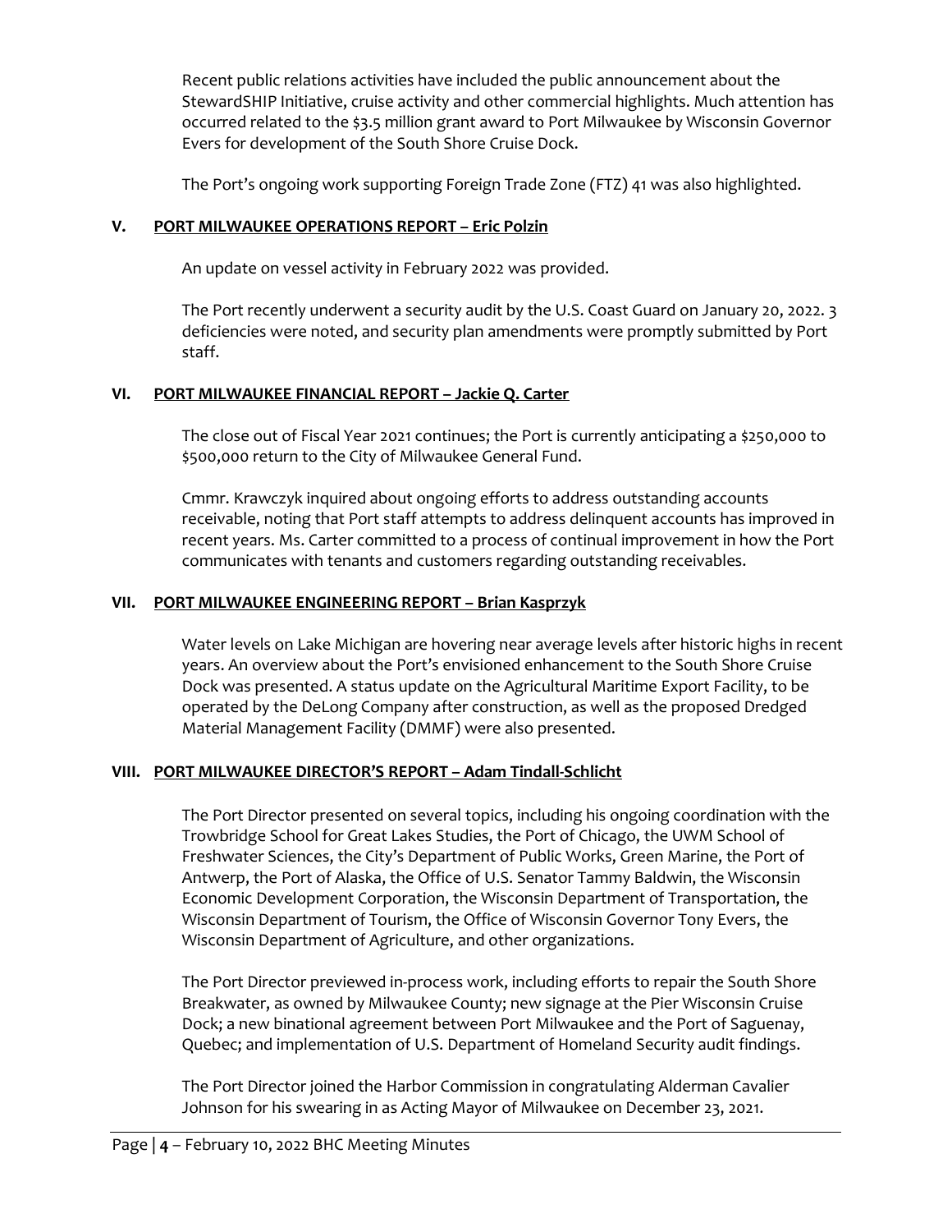Recent public relations activities have included the public announcement about the StewardSHIP Initiative, cruise activity and other commercial highlights. Much attention has occurred related to the $3.5 million grant award to Port Milwaukee by Wisconsin Governor Evers for development of the South Shore Cruise Dock.

The Port's ongoing work supporting Foreign Trade Zone (FTZ) 41 was also highlighted.

## V. PORT MILWAUKEE OPERATIONS REPORT – Eric Polzin

An update on vessel activity in February 2022 was provided.

The Port recently underwent a security audit by the U.S. Coast Guard on January 20, 2022. 3 deficiencies were noted, and security plan amendments were promptly submitted by Port staff.

## VI. PORT MILWAUKEE FINANCIAL REPORT – Jackie Q. Carter

The close out of Fiscal Year 2021 continues; the Port is currently anticipating a $250,000 to $500,000 return to the City of Milwaukee General Fund.

Cmmr. Krawczyk inquired about ongoing efforts to address outstanding accounts receivable, noting that Port staff attempts to address delinquent accounts has improved in recent years. Ms. Carter committed to a process of continual improvement in how the Port communicates with tenants and customers regarding outstanding receivables.

## VII. PORT MILWAUKEE ENGINEERING REPORT – Brian Kasprzyk

Water levels on Lake Michigan are hovering near average levels after historic highs in recent years. An overview about the Port's envisioned enhancement to the South Shore Cruise Dock was presented. A status update on the Agricultural Maritime Export Facility, to be operated by the DeLong Company after construction, as well as the proposed Dredged Material Management Facility (DMMF) were also presented.

## VIII. PORT MILWAUKEE DIRECTOR'S REPORT – Adam Tindall-Schlicht

The Port Director presented on several topics, including his ongoing coordination with the Trowbridge School for Great Lakes Studies, the Port of Chicago, the UWM School of Freshwater Sciences, the City's Department of Public Works, Green Marine, the Port of Antwerp, the Port of Alaska, the Office of U.S. Senator Tammy Baldwin, the Wisconsin Economic Development Corporation, the Wisconsin Department of Transportation, the Wisconsin Department of Tourism, the Office of Wisconsin Governor Tony Evers, the Wisconsin Department of Agriculture, and other organizations.

The Port Director previewed in-process work, including efforts to repair the South Shore Breakwater, as owned by Milwaukee County; new signage at the Pier Wisconsin Cruise Dock; a new binational agreement between Port Milwaukee and the Port of Saguenay, Quebec; and implementation of U.S. Department of Homeland Security audit findings.

The Port Director joined the Harbor Commission in congratulating Alderman Cavalier Johnson for his swearing in as Acting Mayor of Milwaukee on December 23, 2021.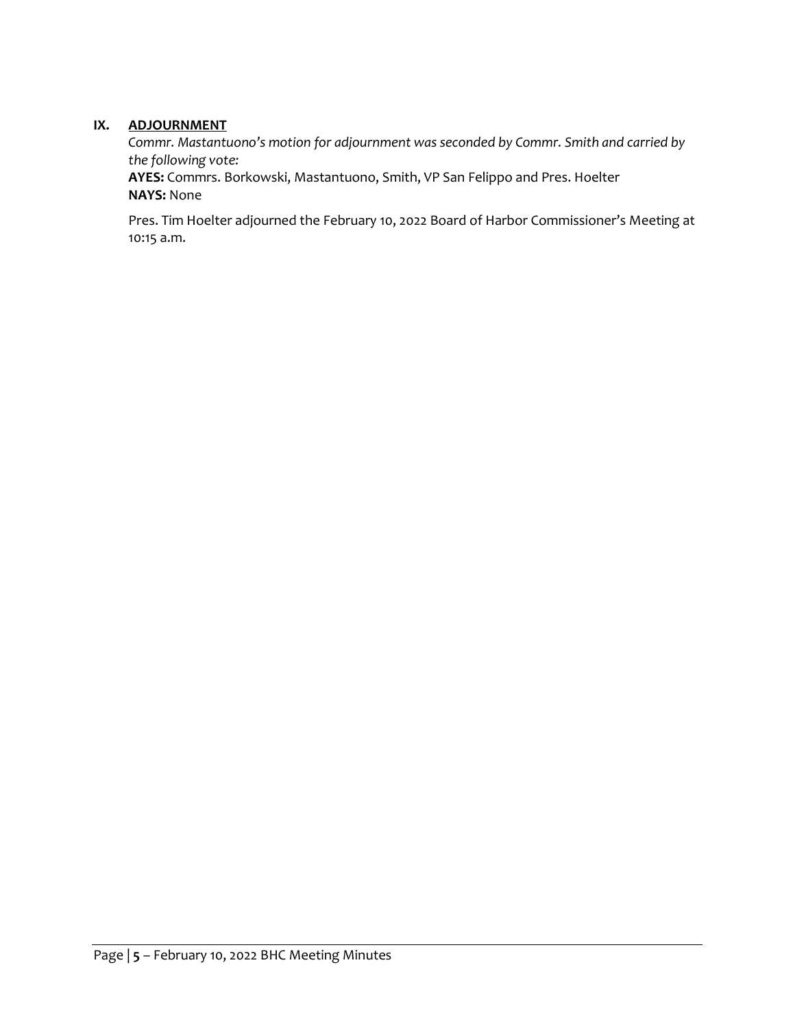## IX. ADJOURNMENT

*Commr. Mastantuono's motion for adjournment was seconded by Commr. Smith and carried by the following vote:*

**AYES:** Commrs. Borkowski, Mastantuono, Smith, VP San Felippo and Pres. Hoelter
**NAYS:** None

Pres. Tim Hoelter adjourned the February 10, 2022 Board of Harbor Commissioner's Meeting at 10:15 a.m.